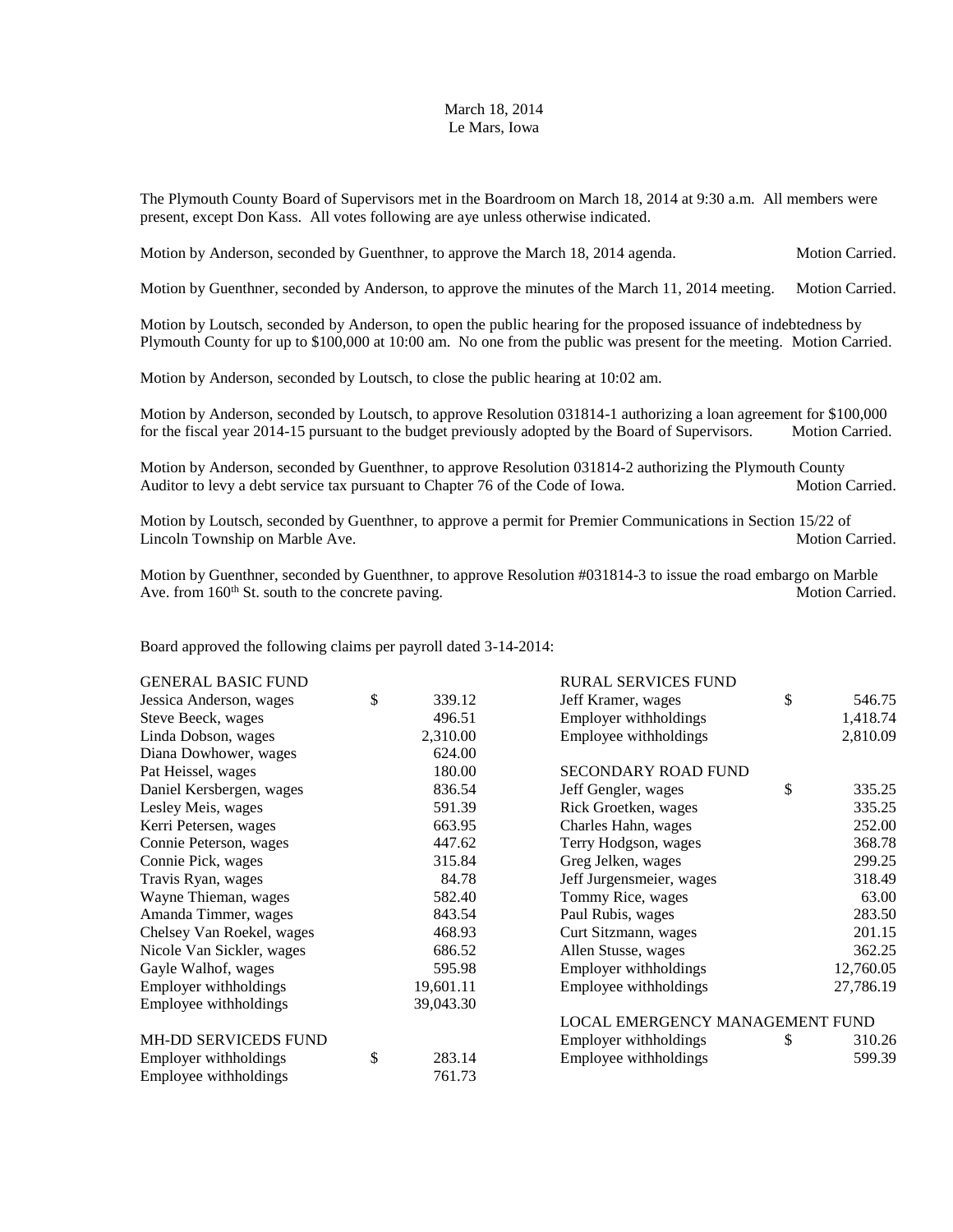March 18, 2014
Le Mars, Iowa

The Plymouth County Board of Supervisors met in the Boardroom on March 18, 2014 at 9:30 a.m. All members were present, except Don Kass. All votes following are aye unless otherwise indicated.

Motion by Anderson, seconded by Guenthner, to approve the March 18, 2014 agenda. Motion Carried.

Motion by Guenthner, seconded by Anderson, to approve the minutes of the March 11, 2014 meeting. Motion Carried.

Motion by Loutsch, seconded by Anderson, to open the public hearing for the proposed issuance of indebtedness by Plymouth County for up to $100,000 at 10:00 am. No one from the public was present for the meeting. Motion Carried.

Motion by Anderson, seconded by Loutsch, to close the public hearing at 10:02 am.

Motion by Anderson, seconded by Loutsch, to approve Resolution 031814-1 authorizing a loan agreement for $100,000 for the fiscal year 2014-15 pursuant to the budget previously adopted by the Board of Supervisors. Motion Carried.

Motion by Anderson, seconded by Guenthner, to approve Resolution 031814-2 authorizing the Plymouth County Auditor to levy a debt service tax pursuant to Chapter 76 of the Code of Iowa. Motion Carried.

Motion by Loutsch, seconded by Guenthner, to approve a permit for Premier Communications in Section 15/22 of Lincoln Township on Marble Ave. Motion Carried.

Motion by Guenthner, seconded by Guenthner, to approve Resolution #031814-3 to issue the road embargo on Marble Ave. from 160th St. south to the concrete paving. Motion Carried.

Board approved the following claims per payroll dated 3-14-2014:

| GENERAL BASIC FUND | | |
|---|---|---|
| Jessica Anderson, wages | $ | 339.12 |
| Steve Beeck, wages | | 496.51 |
| Linda Dobson, wages | | 2,310.00 |
| Diana Dowhower, wages | | 624.00 |
| Pat Heissel, wages | | 180.00 |
| Daniel Kersbergen, wages | | 836.54 |
| Lesley Meis, wages | | 591.39 |
| Kerri Petersen, wages | | 663.95 |
| Connie Peterson, wages | | 447.62 |
| Connie Pick, wages | | 315.84 |
| Travis Ryan, wages | | 84.78 |
| Wayne Thieman, wages | | 582.40 |
| Amanda Timmer, wages | | 843.54 |
| Chelsey Van Roekel, wages | | 468.93 |
| Nicole Van Sickler, wages | | 686.52 |
| Gayle Walhof, wages | | 595.98 |
| Employer withholdings | | 19,601.11 |
| Employee withholdings | | 39,043.30 |
| | | |
| MH-DD SERVICEDS FUND | | |
| Employer withholdings | $ | 283.14 |
| Employee withholdings | | 761.73 |
| | | |
| RURAL SERVICES FUND | | |
| Jeff Kramer, wages | $ | 546.75 |
| Employer withholdings | | 1,418.74 |
| Employee withholdings | | 2,810.09 |
| | | |
| SECONDARY ROAD FUND | | |
| Jeff Gengler, wages | $ | 335.25 |
| Rick Groetken, wages | | 335.25 |
| Charles Hahn, wages | | 252.00 |
| Terry Hodgson, wages | | 368.78 |
| Greg Jelken, wages | | 299.25 |
| Jeff Jurgensmeier, wages | | 318.49 |
| Tommy Rice, wages | | 63.00 |
| Paul Rubis, wages | | 283.50 |
| Curt Sitzmann, wages | | 201.15 |
| Allen Stusse, wages | | 362.25 |
| Employer withholdings | | 12,760.05 |
| Employee withholdings | | 27,786.19 |
| | | |
| LOCAL EMERGENCY MANAGEMENT FUND | | |
| Employer withholdings | $ | 310.26 |
| Employee withholdings | | 599.39 |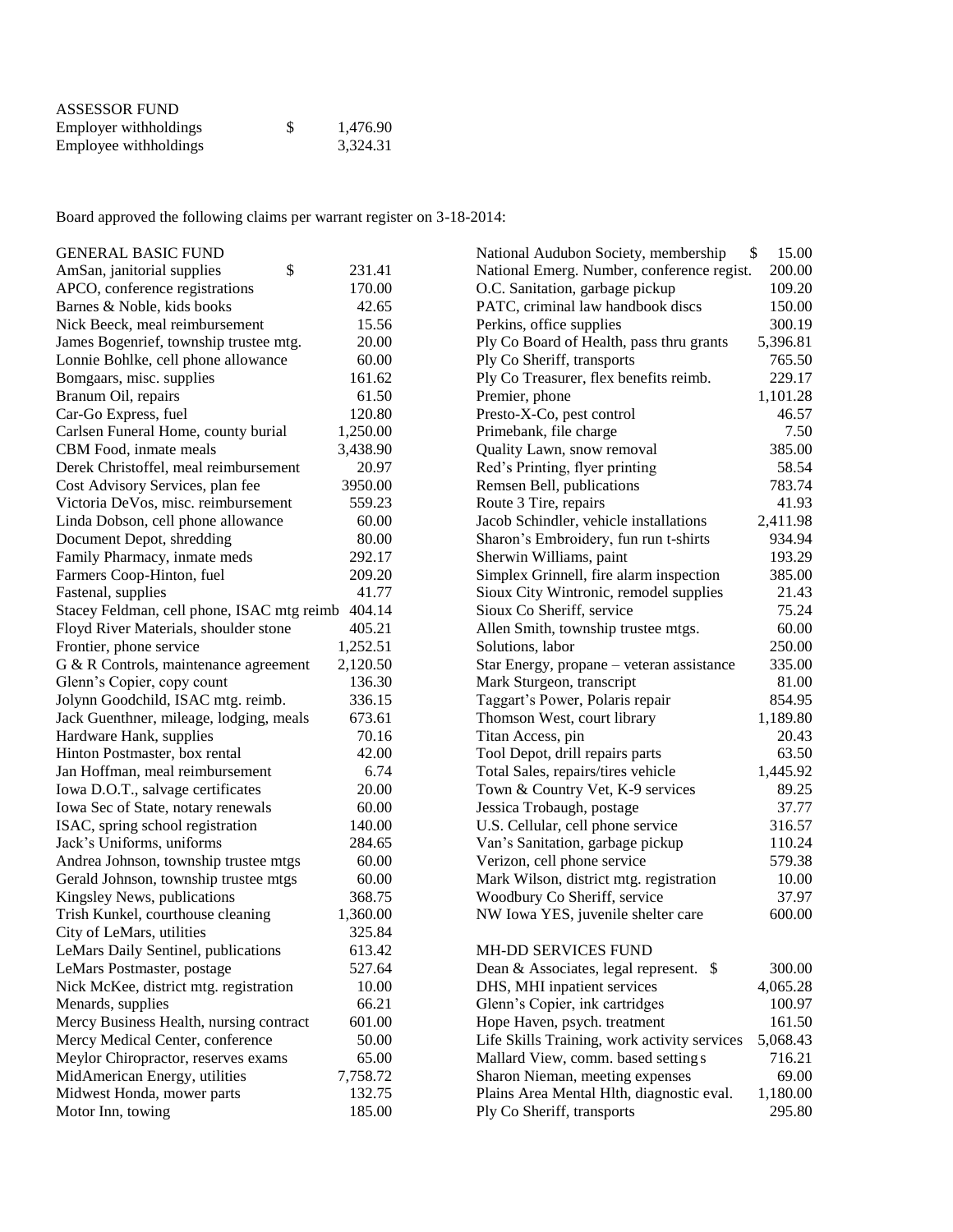ASSESSOR FUND

| | |
|---|---|
| Employer withholdings | $ 1,476.90 |
| Employee withholdings | 3,324.31 |

Board approved the following claims per warrant register on 3-18-2014:

GENERAL BASIC FUND

| | |
|---|---|
| AmSan, janitorial supplies | $ 231.41 |
| APCO, conference registrations | 170.00 |
| Barnes & Noble, kids books | 42.65 |
| Nick Beeck, meal reimbursement | 15.56 |
| James Bogenrief, township trustee mtg. | 20.00 |
| Lonnie Bohlke, cell phone allowance | 60.00 |
| Bomgaars, misc. supplies | 161.62 |
| Branum Oil, repairs | 61.50 |
| Car-Go Express, fuel | 120.80 |
| Carlsen Funeral Home, county burial | 1,250.00 |
| CBM Food, inmate meals | 3,438.90 |
| Derek Christoffel, meal reimbursement | 20.97 |
| Cost Advisory Services, plan fee | 3950.00 |
| Victoria DeVos, misc. reimbursement | 559.23 |
| Linda Dobson, cell phone allowance | 60.00 |
| Document Depot, shredding | 80.00 |
| Family Pharmacy, inmate meds | 292.17 |
| Farmers Coop-Hinton, fuel | 209.20 |
| Fastenal, supplies | 41.77 |
| Stacey Feldman, cell phone, ISAC mtg reimb | 404.14 |
| Floyd River Materials, shoulder stone | 405.21 |
| Frontier, phone service | 1,252.51 |
| G & R Controls, maintenance agreement | 2,120.50 |
| Glenn's Copier, copy count | 136.30 |
| Jolynn Goodchild, ISAC mtg. reimb. | 336.15 |
| Jack Guenthner, mileage, lodging, meals | 673.61 |
| Hardware Hank, supplies | 70.16 |
| Hinton Postmaster, box rental | 42.00 |
| Jan Hoffman, meal reimbursement | 6.74 |
| Iowa D.O.T., salvage certificates | 20.00 |
| Iowa Sec of State, notary renewals | 60.00 |
| ISAC, spring school registration | 140.00 |
| Jack's Uniforms, uniforms | 284.65 |
| Andrea Johnson, township trustee mtgs | 60.00 |
| Gerald Johnson, township trustee mtgs | 60.00 |
| Kingsley News, publications | 368.75 |
| Trish Kunkel, courthouse cleaning | 1,360.00 |
| City of LeMars, utilities | 325.84 |
| LeMars Daily Sentinel, publications | 613.42 |
| LeMars Postmaster, postage | 527.64 |
| Nick McKee, district mtg. registration | 10.00 |
| Menards, supplies | 66.21 |
| Mercy Business Health, nursing contract | 601.00 |
| Mercy Medical Center, conference | 50.00 |
| Meylor Chiropractor, reserves exams | 65.00 |
| MidAmerican Energy, utilities | 7,758.72 |
| Midwest Honda, mower parts | 132.75 |
| Motor Inn, towing | 185.00 |
| National Audubon Society, membership | $ 15.00 |
| National Emerg. Number, conference regist. | 200.00 |
| O.C. Sanitation, garbage pickup | 109.20 |
| PATC, criminal law handbook discs | 150.00 |
| Perkins, office supplies | 300.19 |
| Ply Co Board of Health, pass thru grants | 5,396.81 |
| Ply Co Sheriff, transports | 765.50 |
| Ply Co Treasurer, flex benefits reimb. | 229.17 |
| Premier, phone | 1,101.28 |
| Presto-X-Co, pest control | 46.57 |
| Primebank, file charge | 7.50 |
| Quality Lawn, snow removal | 385.00 |
| Red's Printing, flyer printing | 58.54 |
| Remsen Bell, publications | 783.74 |
| Route 3 Tire, repairs | 41.93 |
| Jacob Schindler, vehicle installations | 2,411.98 |
| Sharon's Embroidery, fun run t-shirts | 934.94 |
| Sherwin Williams, paint | 193.29 |
| Simplex Grinnell, fire alarm inspection | 385.00 |
| Sioux City Wintronic, remodel supplies | 21.43 |
| Sioux Co Sheriff, service | 75.24 |
| Allen Smith, township trustee mtgs. | 60.00 |
| Solutions, labor | 250.00 |
| Star Energy, propane – veteran assistance | 335.00 |
| Mark Sturgeon, transcript | 81.00 |
| Taggart's Power, Polaris repair | 854.95 |
| Thomson West, court library | 1,189.80 |
| Titan Access, pin | 20.43 |
| Tool Depot, drill repairs parts | 63.50 |
| Total Sales, repairs/tires vehicle | 1,445.92 |
| Town & Country Vet, K-9 services | 89.25 |
| Jessica Trobaugh, postage | 37.77 |
| U.S. Cellular, cell phone service | 316.57 |
| Van's Sanitation, garbage pickup | 110.24 |
| Verizon, cell phone service | 579.38 |
| Mark Wilson, district mtg. registration | 10.00 |
| Woodbury Co Sheriff, service | 37.97 |
| NW Iowa YES, juvenile shelter care | 600.00 |

MH-DD SERVICES FUND

| | |
|---|---|
| Dean & Associates, legal represent. | $ 300.00 |
| DHS, MHI inpatient services | 4,065.28 |
| Glenn's Copier, ink cartridges | 100.97 |
| Hope Haven, psych. treatment | 161.50 |
| Life Skills Training, work activity services | 5,068.43 |
| Mallard View, comm. based settings | 716.21 |
| Sharon Nieman, meeting expenses | 69.00 |
| Plains Area Mental Hlth, diagnostic eval. | 1,180.00 |
| Ply Co Sheriff, transports | 295.80 |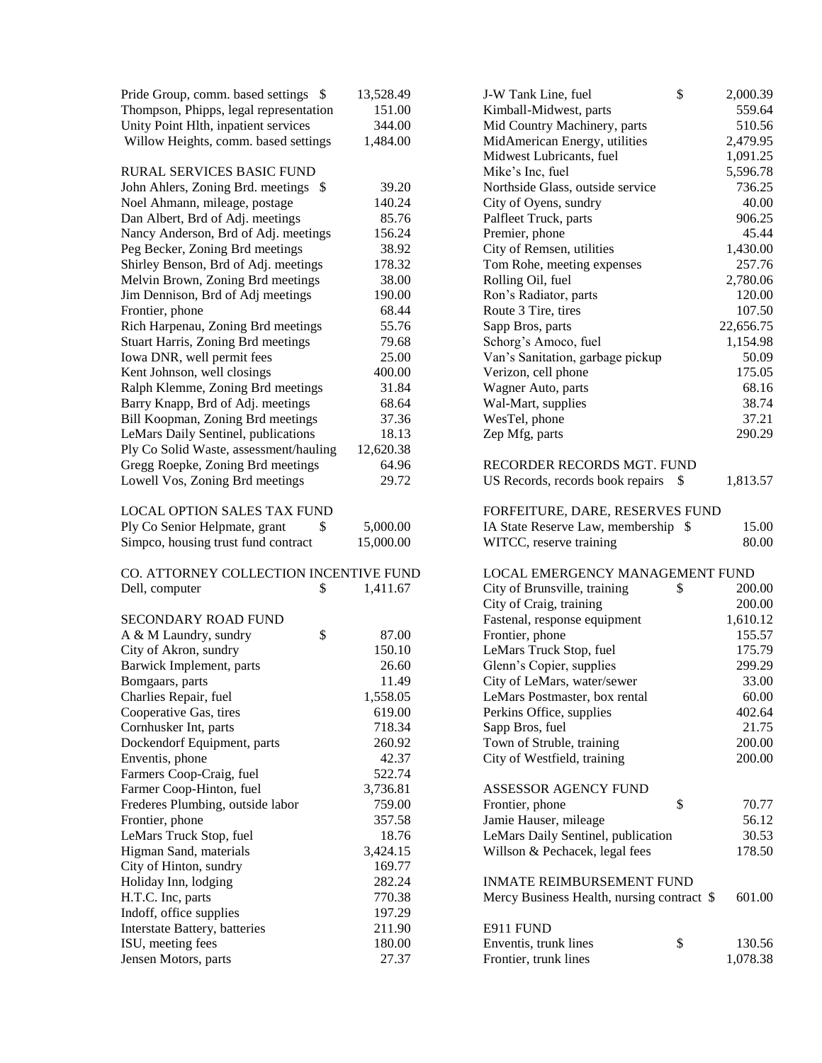| | |
|---|---|
| Pride Group, comm. based settings | $ 13,528.49 |
| Thompson, Phipps, legal representation | 151.00 |
| Unity Point Hlth, inpatient services | 344.00 |
| Willow Heights, comm. based settings | 1,484.00 |

RURAL SERVICES BASIC FUND

| | |
|---|---|
| John Ahlers, Zoning Brd. meetings | $ 39.20 |
| Noel Ahmann, mileage, postage | 140.24 |
| Dan Albert, Brd of Adj. meetings | 85.76 |
| Nancy Anderson, Brd of Adj. meetings | 156.24 |
| Peg Becker, Zoning Brd meetings | 38.92 |
| Shirley Benson, Brd of Adj. meetings | 178.32 |
| Melvin Brown, Zoning Brd meetings | 38.00 |
| Jim Dennison, Brd of Adj meetings | 190.00 |
| Frontier, phone | 68.44 |
| Rich Harpenau, Zoning Brd meetings | 55.76 |
| Stuart Harris, Zoning Brd meetings | 79.68 |
| Iowa DNR, well permit fees | 25.00 |
| Kent Johnson, well closings | 400.00 |
| Ralph Klemme, Zoning Brd meetings | 31.84 |
| Barry Knapp, Brd of Adj. meetings | 68.64 |
| Bill Koopman, Zoning Brd meetings | 37.36 |
| LeMars Daily Sentinel, publications | 18.13 |
| Ply Co Solid Waste, assessment/hauling | 12,620.38 |
| Gregg Roepke, Zoning Brd meetings | 64.96 |
| Lowell Vos, Zoning Brd meetings | 29.72 |

LOCAL OPTION SALES TAX FUND

| | |
|---|---|
| Ply Co Senior Helpmate, grant | $ 5,000.00 |
| Simpco, housing trust fund contract | 15,000.00 |

CO. ATTORNEY COLLECTION INCENTIVE FUND

| | |
|---|---|
| Dell, computer | $ 1,411.67 |

SECONDARY ROAD FUND

| | |
|---|---|
| A & M Laundry, sundry | $ 87.00 |
| City of Akron, sundry | 150.10 |
| Barwick Implement, parts | 26.60 |
| Bomgaars, parts | 11.49 |
| Charlies Repair, fuel | 1,558.05 |
| Cooperative Gas, tires | 619.00 |
| Cornhusker Int, parts | 718.34 |
| Dockendorf Equipment, parts | 260.92 |
| Enventis, phone | 42.37 |
| Farmers Coop-Craig, fuel | 522.74 |
| Farmer Coop-Hinton, fuel | 3,736.81 |
| Frederes Plumbing, outside labor | 759.00 |
| Frontier, phone | 357.58 |
| LeMars Truck Stop, fuel | 18.76 |
| Higman Sand, materials | 3,424.15 |
| City of Hinton, sundry | 169.77 |
| Holiday Inn, lodging | 282.24 |
| H.T.C. Inc, parts | 770.38 |
| Indoff, office supplies | 197.29 |
| Interstate Battery, batteries | 211.90 |
| ISU, meeting fees | 180.00 |
| Jensen Motors, parts | 27.37 |
| J-W Tank Line, fuel | $ 2,000.39 |
| Kimball-Midwest, parts | 559.64 |
| Mid Country Machinery, parts | 510.56 |
| MidAmerican Energy, utilities | 2,479.95 |
| Midwest Lubricants, fuel | 1,091.25 |
| Mike's Inc, fuel | 5,596.78 |
| Northside Glass, outside service | 736.25 |
| City of Oyens, sundry | 40.00 |
| Palfleet Truck, parts | 906.25 |
| Premier, phone | 45.44 |
| City of Remsen, utilities | 1,430.00 |
| Tom Rohe, meeting expenses | 257.76 |
| Rolling Oil, fuel | 2,780.06 |
| Ron's Radiator, parts | 120.00 |
| Route 3 Tire, tires | 107.50 |
| Sapp Bros, parts | 22,656.75 |
| Schorg's Amoco, fuel | 1,154.98 |
| Van's Sanitation, garbage pickup | 50.09 |
| Verizon, cell phone | 175.05 |
| Wagner Auto, parts | 68.16 |
| Wal-Mart, supplies | 38.74 |
| WesTel, phone | 37.21 |
| Zep Mfg, parts | 290.29 |

RECORDER RECORDS MGT. FUND

| | |
|---|---|
| US Records, records book repairs | $ 1,813.57 |

FORFEITURE, DARE, RESERVES FUND

| | |
|---|---|
| IA State Reserve Law, membership | $ 15.00 |
| WITCC, reserve training | 80.00 |

LOCAL EMERGENCY MANAGEMENT FUND

| | |
|---|---|
| City of Brunsville, training | $ 200.00 |
| City of Craig, training | 200.00 |
| Fastenal, response equipment | 1,610.12 |
| Frontier, phone | 155.57 |
| LeMars Truck Stop, fuel | 175.79 |
| Glenn's Copier, supplies | 299.29 |
| City of LeMars, water/sewer | 33.00 |
| LeMars Postmaster, box rental | 60.00 |
| Perkins Office, supplies | 402.64 |
| Sapp Bros, fuel | 21.75 |
| Town of Struble, training | 200.00 |
| City of Westfield, training | 200.00 |

ASSESSOR AGENCY FUND

| | |
|---|---|
| Frontier, phone | $ 70.77 |
| Jamie Hauser, mileage | 56.12 |
| LeMars Daily Sentinel, publication | 30.53 |
| Willson & Pechacek, legal fees | 178.50 |

INMATE REIMBURSEMENT FUND

| | |
|---|---|
| Mercy Business Health, nursing contract | $ 601.00 |

E911 FUND

| | |
|---|---|
| Enventis, trunk lines | $ 130.56 |
| Frontier, trunk lines | 1,078.38 |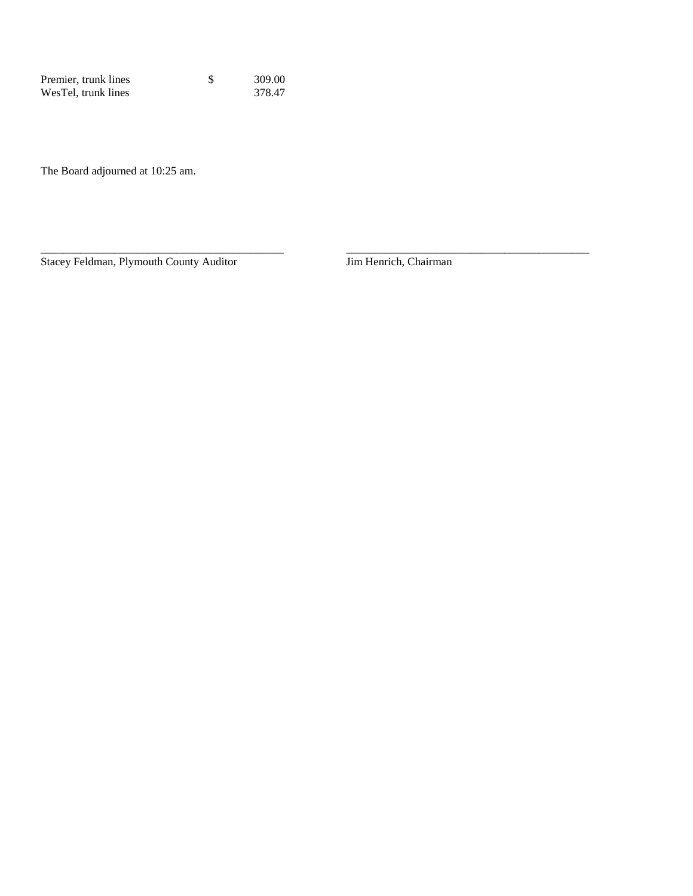| | | |
|---|---|---|
| Premier, trunk lines | $ | 309.00 |
| WesTel, trunk lines | | 378.47 |

The Board adjourned at 10:25 am.

\_\_\_\_\_\_\_\_\_\_\_\_\_\_\_\_\_\_\_\_\_\_\_\_\_\_\_\_\_\_\_\_\_\_\_\_\_\_\_\_\_\_\_\_
Stacey Feldman, Plymouth County Auditor

\_\_\_\_\_\_\_\_\_\_\_\_\_\_\_\_\_\_\_\_\_\_\_\_\_\_\_\_\_\_\_\_\_\_\_\_\_\_\_\_\_\_\_\_
Jim Henrich, Chairman